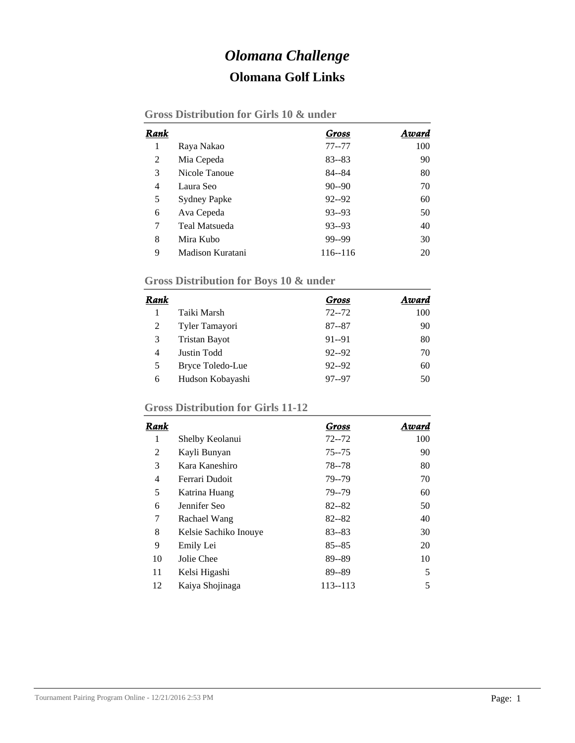# *Olomana Challenge*

## Olomana Golf Links

### Gross Distribution for Girls 10 & under

| Rank | | Gross | Award |
|---|---|---|---|
| 1 | Raya Nakao | 77--77 | 100 |
| 2 | Mia Cepeda | 83--83 | 90 |
| 3 | Nicole Tanoue | 84--84 | 80 |
| 4 | Laura Seo | 90--90 | 70 |
| 5 | Sydney Papke | 92--92 | 60 |
| 6 | Ava Cepeda | 93--93 | 50 |
| 7 | Teal Matsueda | 93--93 | 40 |
| 8 | Mira Kubo | 99--99 | 30 |
| 9 | Madison Kuratani | 116--116 | 20 |

### Gross Distribution for Boys 10 & under

| Rank | | Gross | Award |
|---|---|---|---|
| 1 | Taiki Marsh | 72--72 | 100 |
| 2 | Tyler Tamayori | 87--87 | 90 |
| 3 | Tristan Bayot | 91--91 | 80 |
| 4 | Justin Todd | 92--92 | 70 |
| 5 | Bryce Toledo-Lue | 92--92 | 60 |
| 6 | Hudson Kobayashi | 97--97 | 50 |

### Gross Distribution for Girls 11-12

| Rank | | Gross | Award |
|---|---|---|---|
| 1 | Shelby Keolanui | 72--72 | 100 |
| 2 | Kayli Bunyan | 75--75 | 90 |
| 3 | Kara Kaneshiro | 78--78 | 80 |
| 4 | Ferrari Dudoit | 79--79 | 70 |
| 5 | Katrina Huang | 79--79 | 60 |
| 6 | Jennifer Seo | 82--82 | 50 |
| 7 | Rachael Wang | 82--82 | 40 |
| 8 | Kelsie Sachiko Inouye | 83--83 | 30 |
| 9 | Emily Lei | 85--85 | 20 |
| 10 | Jolie Chee | 89--89 | 10 |
| 11 | Kelsi Higashi | 89--89 | 5 |
| 12 | Kaiya Shojinaga | 113--113 | 5 |

Tournament Pairing Program Online - 12/21/2016 2:53 PM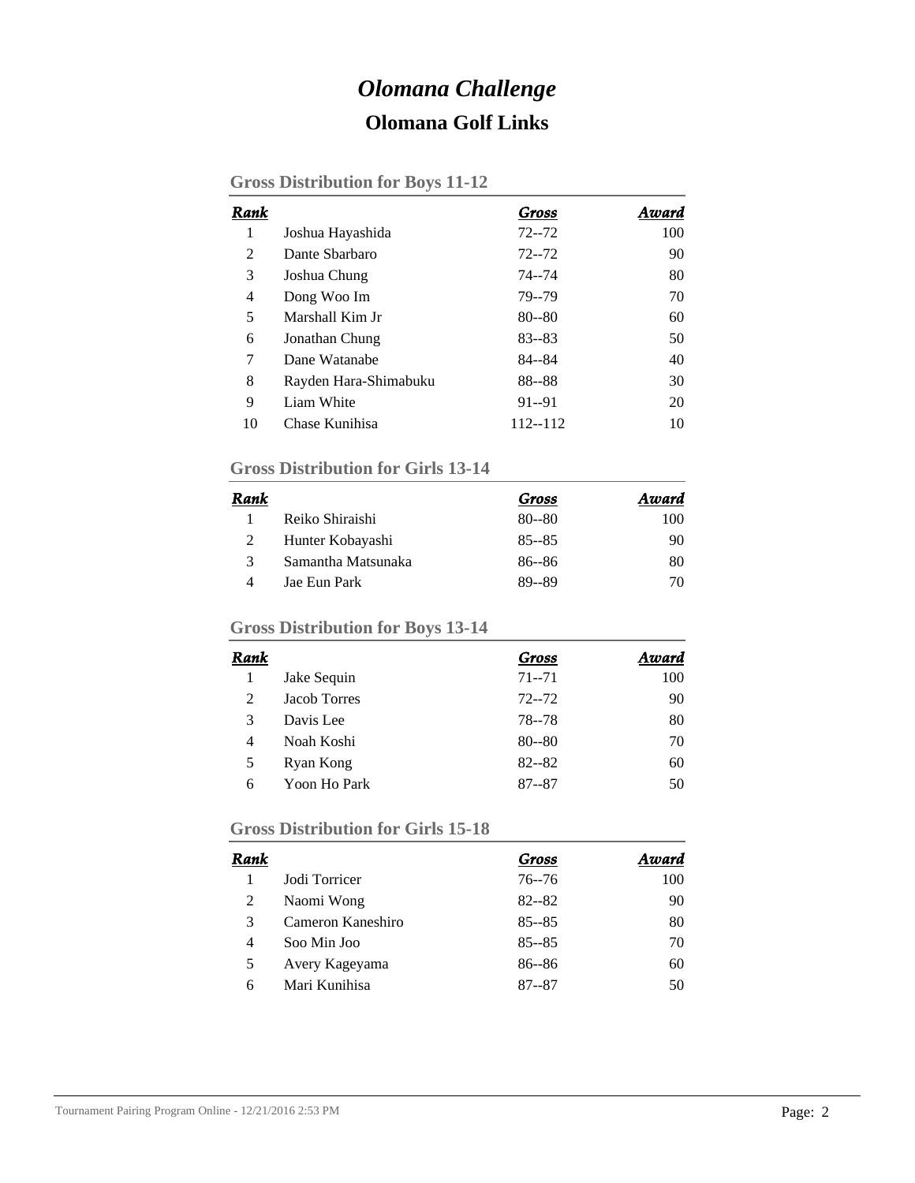# *Olomana Challenge*

## Olomana Golf Links

### Gross Distribution for Boys 11-12

| Rank | | Gross | Award |
|---|---|---|---|
| 1 | Joshua Hayashida | 72--72 | 100 |
| 2 | Dante Sbarbaro | 72--72 | 90 |
| 3 | Joshua Chung | 74--74 | 80 |
| 4 | Dong Woo Im | 79--79 | 70 |
| 5 | Marshall Kim Jr | 80--80 | 60 |
| 6 | Jonathan Chung | 83--83 | 50 |
| 7 | Dane Watanabe | 84--84 | 40 |
| 8 | Rayden Hara-Shimabuku | 88--88 | 30 |
| 9 | Liam White | 91--91 | 20 |
| 10 | Chase Kunihisa | 112--112 | 10 |

### Gross Distribution for Girls 13-14

| Rank | | Gross | Award |
|---|---|---|---|
| 1 | Reiko Shiraishi | 80--80 | 100 |
| 2 | Hunter Kobayashi | 85--85 | 90 |
| 3 | Samantha Matsunaka | 86--86 | 80 |
| 4 | Jae Eun Park | 89--89 | 70 |

### Gross Distribution for Boys 13-14

| Rank | | Gross | Award |
|---|---|---|---|
| 1 | Jake Sequin | 71--71 | 100 |
| 2 | Jacob Torres | 72--72 | 90 |
| 3 | Davis Lee | 78--78 | 80 |
| 4 | Noah Koshi | 80--80 | 70 |
| 5 | Ryan Kong | 82--82 | 60 |
| 6 | Yoon Ho Park | 87--87 | 50 |

### Gross Distribution for Girls 15-18

| Rank | | Gross | Award |
|---|---|---|---|
| 1 | Jodi Torricer | 76--76 | 100 |
| 2 | Naomi Wong | 82--82 | 90 |
| 3 | Cameron Kaneshiro | 85--85 | 80 |
| 4 | Soo Min Joo | 85--85 | 70 |
| 5 | Avery Kageyama | 86--86 | 60 |
| 6 | Mari Kunihisa | 87--87 | 50 |

Tournament Pairing Program Online - 12/21/2016 2:53 PM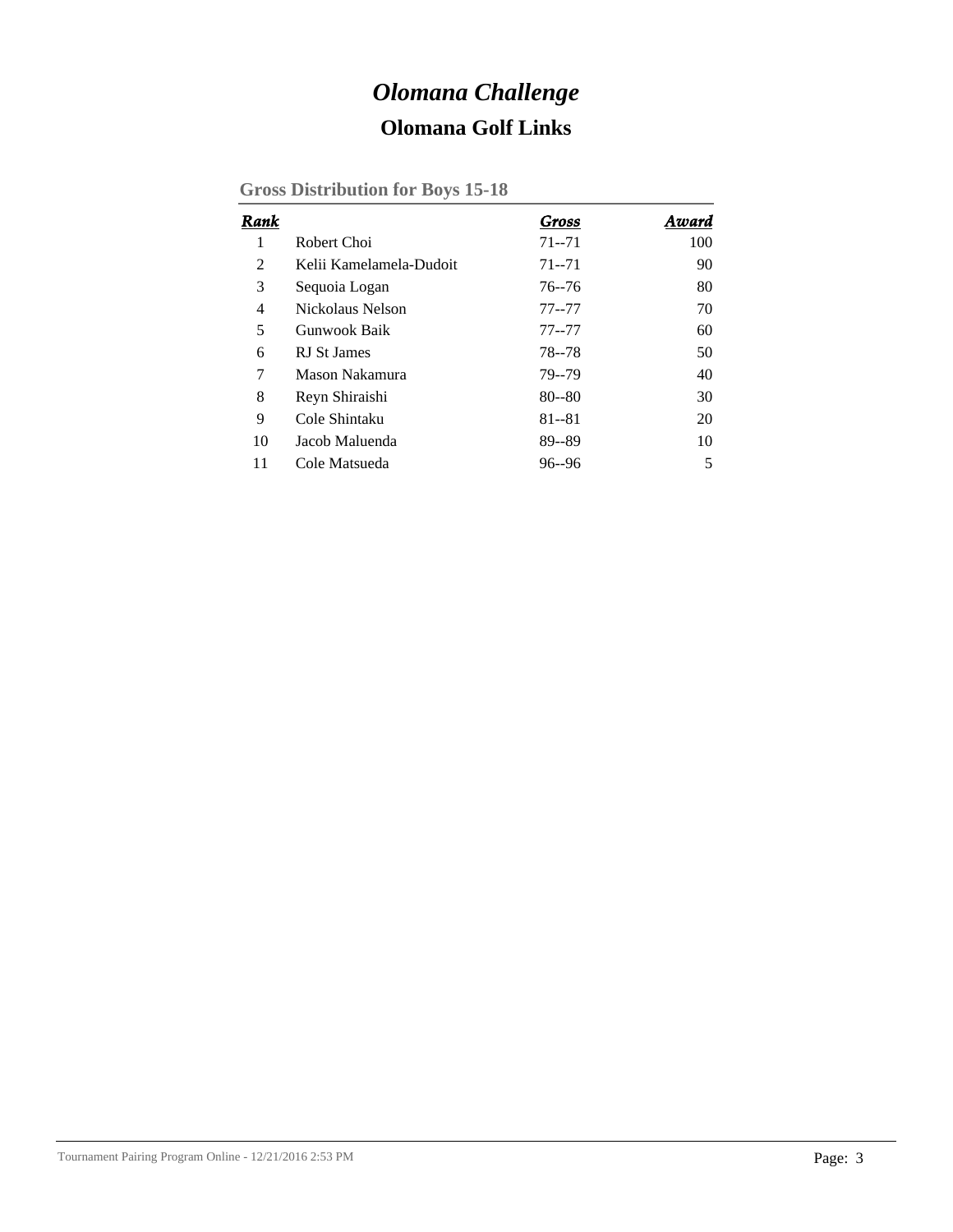# *Olomana Challenge*

## Olomana Golf Links

### Gross Distribution for Boys 15-18

| Rank | | Gross | Award |
|---|---|---|---|
| 1 | Robert Choi | 71--71 | 100 |
| 2 | Kelii Kamelamela-Dudoit | 71--71 | 90 |
| 3 | Sequoia Logan | 76--76 | 80 |
| 4 | Nickolaus Nelson | 77--77 | 70 |
| 5 | Gunwook Baik | 77--77 | 60 |
| 6 | RJ St James | 78--78 | 50 |
| 7 | Mason Nakamura | 79--79 | 40 |
| 8 | Reyn Shiraishi | 80--80 | 30 |
| 9 | Cole Shintaku | 81--81 | 20 |
| 10 | Jacob Maluenda | 89--89 | 10 |
| 11 | Cole Matsueda | 96--96 | 5 |

Tournament Pairing Program Online - 12/21/2016 2:53 PM